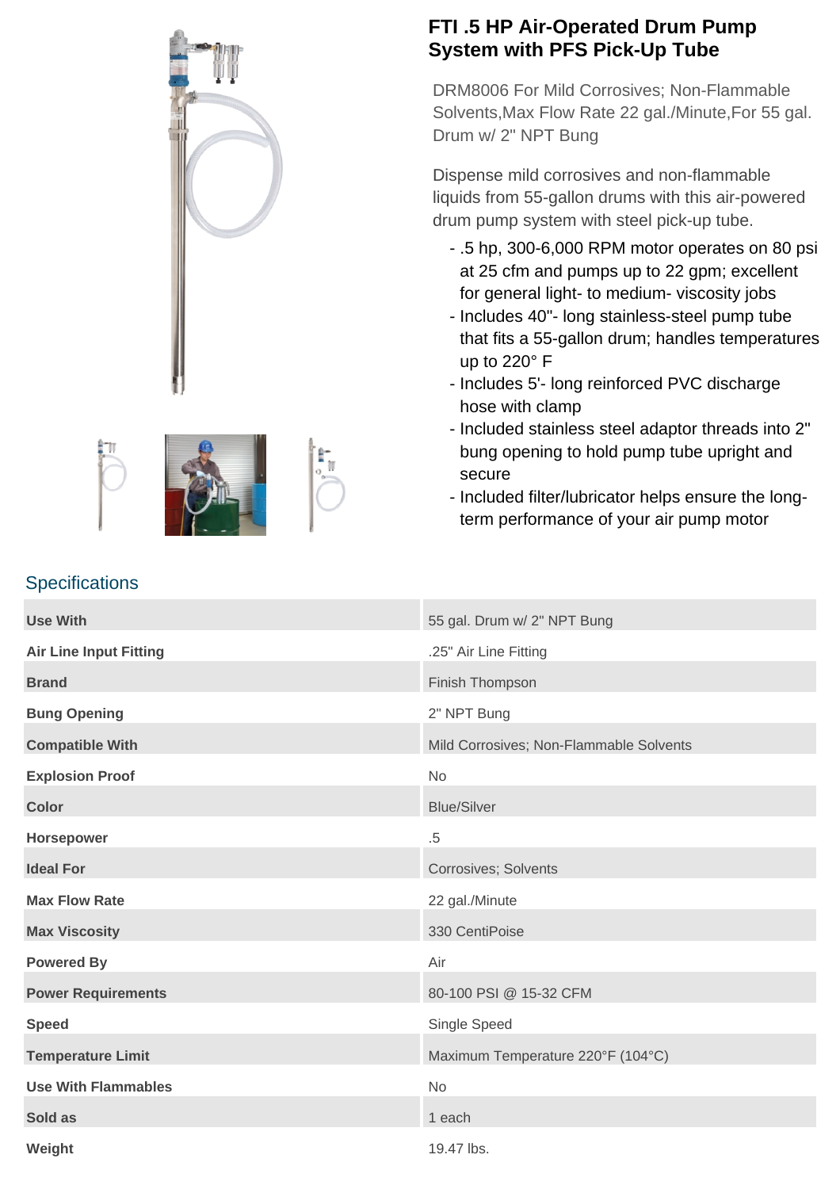# FTI .5 HP Air-Operated Drum Pump System with PFS Pick-Up Tube

DRM8006 For Mild Corrosives; Non-Flammable Solvents,Max Flow Rate 22 gal./Minute,For 55 gal. Drum w/ 2" NPT Bung

Dispense mild corrosives and non-flammable liquids from 55-gallon drums with this air-powered drum pump system with steel pick-up tube.

- .5 hp, 300-6,000 RPM motor operates on 80 psi at 25 cfm and pumps up to 22 gpm; excellent for general light- to medium- viscosity jobs
- Includes 40"- long stainless-steel pump tube that fits a 55-gallon drum; handles temperatures up to 220° F
- Includes 5'- long reinforced PVC discharge hose with clamp
- Included stainless steel adaptor threads into 2" bung opening to hold pump tube upright and secure
- Included filter/lubricator helps ensure the long-term performance of your air pump motor

## Specifications

| | |
|---|---|
| **Use With** | 55 gal. Drum w/ 2" NPT Bung |
| **Air Line Input Fitting** | .25" Air Line Fitting |
| **Brand** | Finish Thompson |
| **Bung Opening** | 2" NPT Bung |
| **Compatible With** | Mild Corrosives; Non-Flammable Solvents |
| **Explosion Proof** | No |
| **Color** | Blue/Silver |
| **Horsepower** | .5 |
| **Ideal For** | Corrosives; Solvents |
| **Max Flow Rate** | 22 gal./Minute |
| **Max Viscosity** | 330 CentiPoise |
| **Powered By** | Air |
| **Power Requirements** | 80-100 PSI @ 15-32 CFM |
| **Speed** | Single Speed |
| **Temperature Limit** | Maximum Temperature 220°F (104°C) |
| **Use With Flammables** | No |
| **Sold as** | 1 each |
| **Weight** | 19.47 lbs. |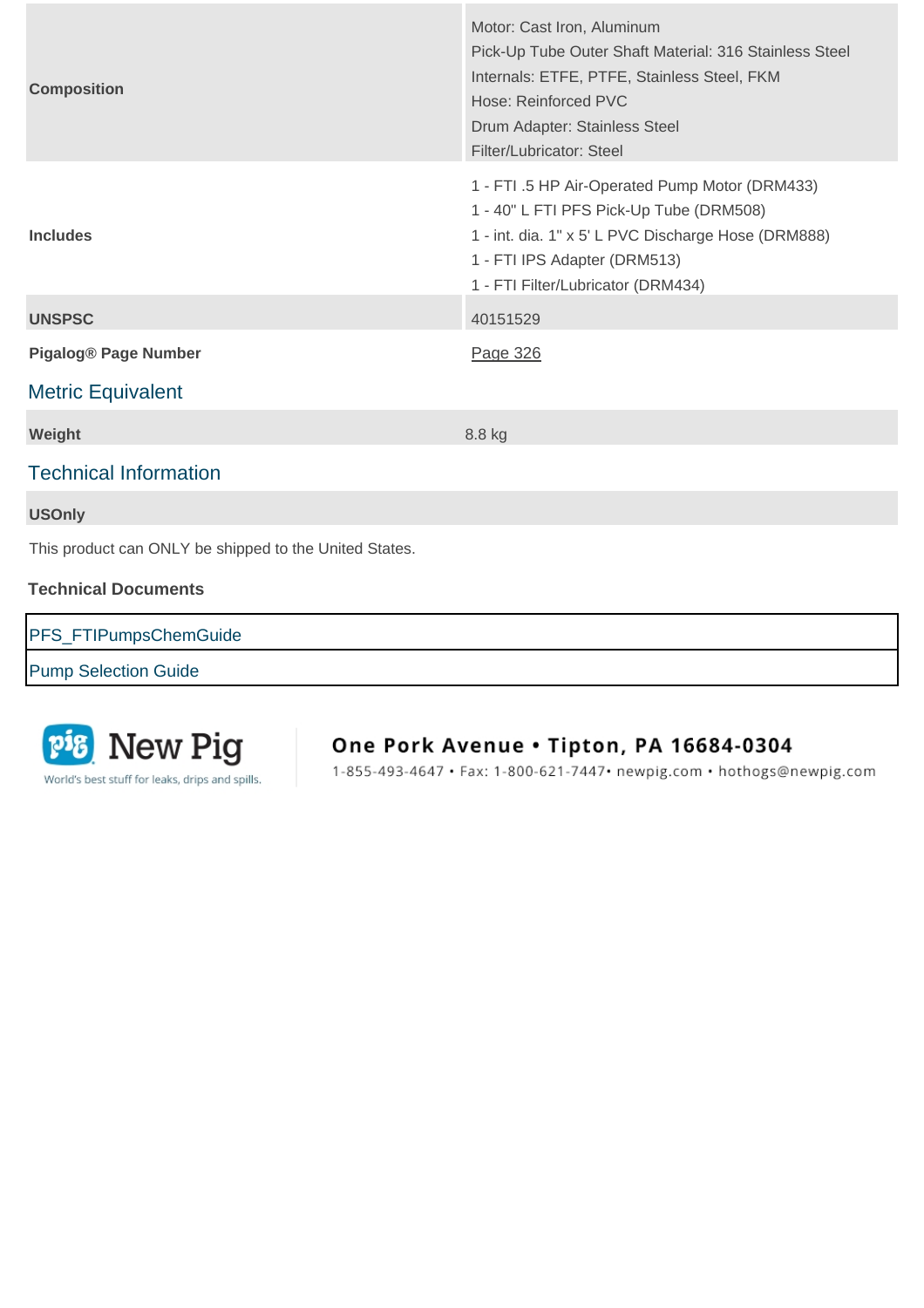| | |
|---|---|
| **Composition** | Motor: Cast Iron, Aluminum<br>Pick-Up Tube Outer Shaft Material: 316 Stainless Steel<br>Internals: ETFE, PTFE, Stainless Steel, FKM<br>Hose: Reinforced PVC<br>Drum Adapter: Stainless Steel<br>Filter/Lubricator: Steel |
| **Includes** | 1 - FTI .5 HP Air-Operated Pump Motor (DRM433)<br>1 - 40" L FTI PFS Pick-Up Tube (DRM508)<br>1 - int. dia. 1" x 5' L PVC Discharge Hose (DRM888)<br>1 - FTI IPS Adapter (DRM513)<br>1 - FTI Filter/Lubricator (DRM434) |
| **UNSPSC** | 40151529 |
| **Pigalog® Page Number** | Page 326 |

## Metric Equivalent

| | |
|---|---|
| **Weight** | 8.8 kg |

## Technical Information

**USOnly**

This product can ONLY be shipped to the United States.

**Technical Documents**

| |
|---|
| PFS_FTIPumpsChemGuide |
| Pump Selection Guide |

New Pig
World's best stuff for leaks, drips and spills.

**One Pork Avenue • Tipton, PA 16684-0304**
1-855-493-4647 • Fax: 1-800-621-7447• newpig.com • hothogs@newpig.com